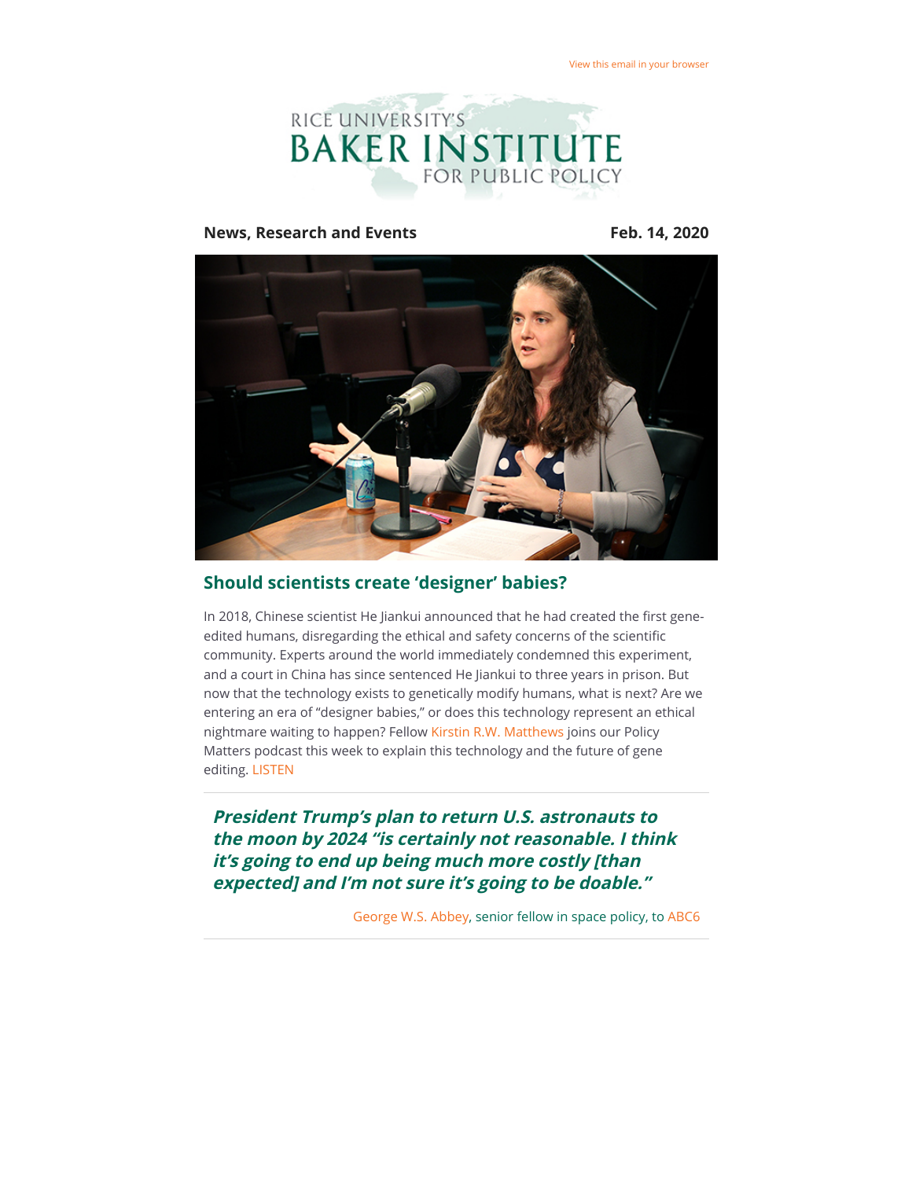View this email in your browser

RICE UNIVERSITY'S BAKER INSTITUTE FOR PUBLIC POLICY

**News, Research and Events** **Feb. 14, 2020**

## Should scientists create 'designer' babies?

In 2018, Chinese scientist He Jiankui announced that he had created the first gene-edited humans, disregarding the ethical and safety concerns of the scientific community. Experts around the world immediately condemned this experiment, and a court in China has since sentenced He Jiankui to three years in prison. But now that the technology exists to genetically modify humans, what is next? Are we entering an era of "designer babies," or does this technology represent an ethical nightmare waiting to happen? Fellow Kirstin R.W. Matthews joins our Policy Matters podcast this week to explain this technology and the future of gene editing. LISTEN

---

***President Trump's plan to return U.S. astronauts to the moon by 2024 "is certainly not reasonable. I think it's going to end up being much more costly [than expected] and I'm not sure it's going to be doable."***

George W.S. Abbey, senior fellow in space policy, to ABC6

---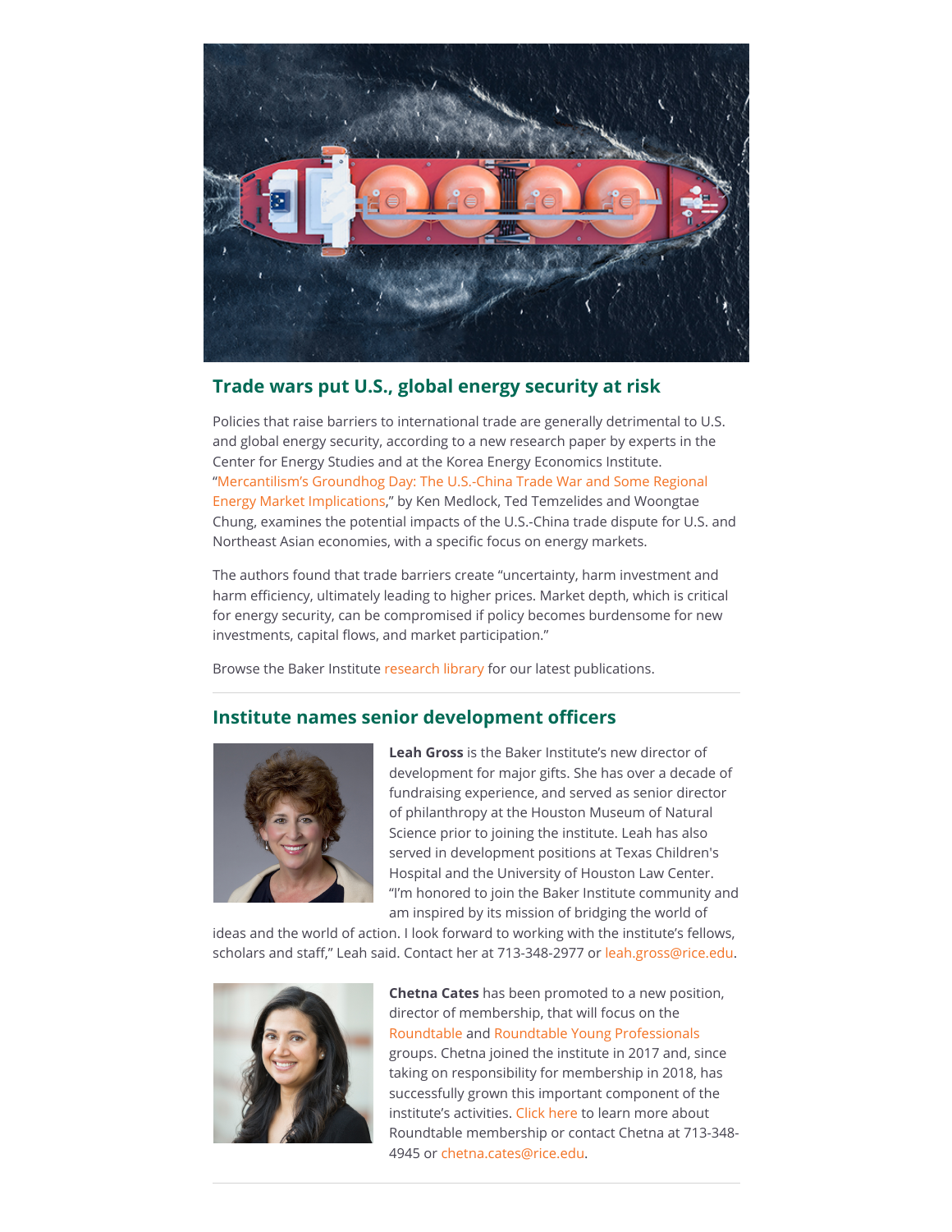## Trade wars put U.S., global energy security at risk

Policies that raise barriers to international trade are generally detrimental to U.S. and global energy security, according to a new research paper by experts in the Center for Energy Studies and at the Korea Energy Economics Institute. "Mercantilism's Groundhog Day: The U.S.-China Trade War and Some Regional Energy Market Implications," by Ken Medlock, Ted Temzelides and Woongtae Chung, examines the potential impacts of the U.S.-China trade dispute for U.S. and Northeast Asian economies, with a specific focus on energy markets.

The authors found that trade barriers create "uncertainty, harm investment and harm efficiency, ultimately leading to higher prices. Market depth, which is critical for energy security, can be compromised if policy becomes burdensome for new investments, capital flows, and market participation."

Browse the Baker Institute research library for our latest publications.

---

## Institute names senior development officers

**Leah Gross** is the Baker Institute's new director of development for major gifts. She has over a decade of fundraising experience, and served as senior director of philanthropy at the Houston Museum of Natural Science prior to joining the institute. Leah has also served in development positions at Texas Children's Hospital and the University of Houston Law Center. "I'm honored to join the Baker Institute community and am inspired by its mission of bridging the world of ideas and the world of action. I look forward to working with the institute's fellows, scholars and staff," Leah said. Contact her at 713-348-2977 or leah.gross@rice.edu.

**Chetna Cates** has been promoted to a new position, director of membership, that will focus on the Roundtable and Roundtable Young Professionals groups. Chetna joined the institute in 2017 and, since taking on responsibility for membership in 2018, has successfully grown this important component of the institute's activities. Click here to learn more about Roundtable membership or contact Chetna at 713-348-4945 or chetna.cates@rice.edu.

---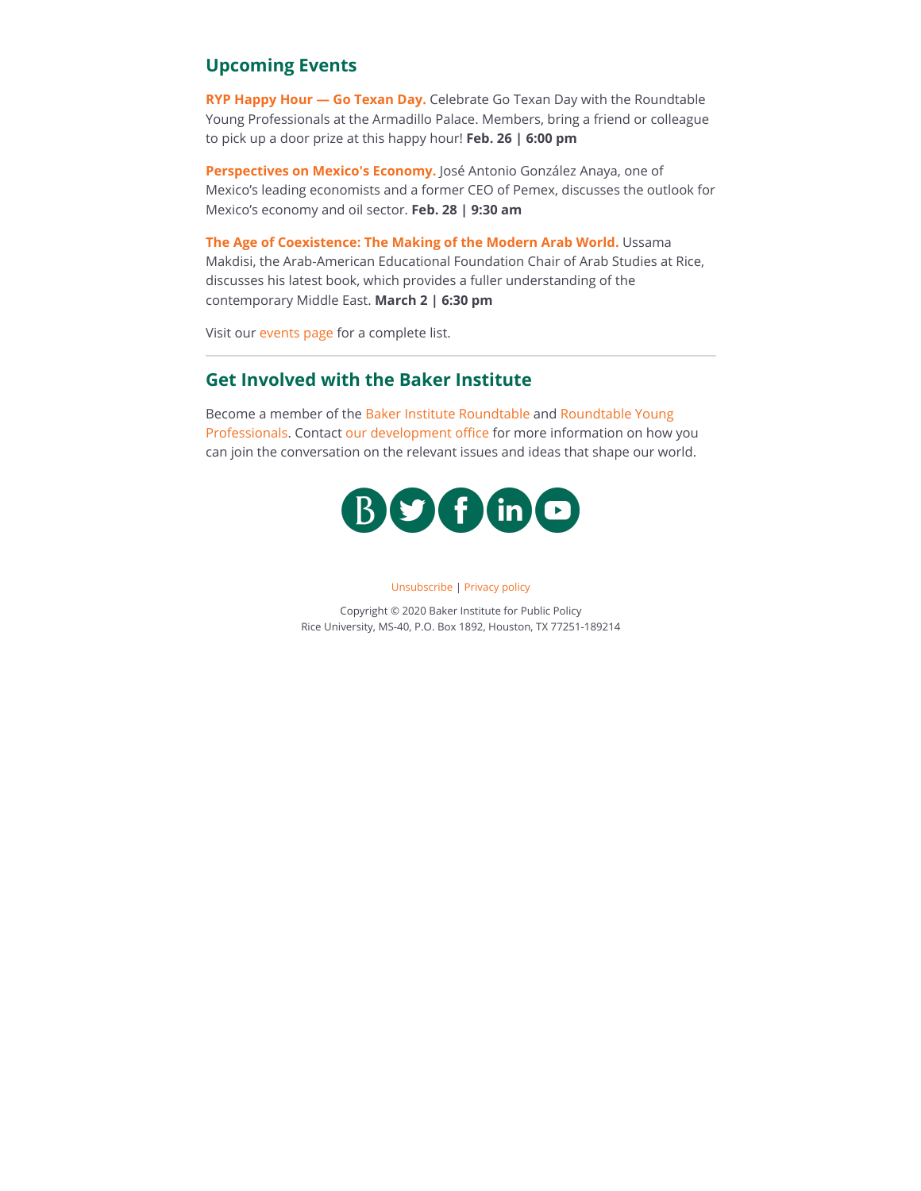## Upcoming Events

**RYP Happy Hour — Go Texan Day.** Celebrate Go Texan Day with the Roundtable Young Professionals at the Armadillo Palace. Members, bring a friend or colleague to pick up a door prize at this happy hour! **Feb. 26 | 6:00 pm**

**Perspectives on Mexico's Economy.** José Antonio González Anaya, one of Mexico's leading economists and a former CEO of Pemex, discusses the outlook for Mexico's economy and oil sector. **Feb. 28 | 9:30 am**

**The Age of Coexistence: The Making of the Modern Arab World.** Ussama Makdisi, the Arab-American Educational Foundation Chair of Arab Studies at Rice, discusses his latest book, which provides a fuller understanding of the contemporary Middle East. **March 2 | 6:30 pm**

Visit our events page for a complete list.

---

## Get Involved with the Baker Institute

Become a member of the Baker Institute Roundtable and Roundtable Young Professionals. Contact our development office for more information on how you can join the conversation on the relevant issues and ideas that shape our world.

Unsubscribe | Privacy policy

Copyright © 2020 Baker Institute for Public Policy
Rice University, MS-40, P.O. Box 1892, Houston, TX 77251-189214